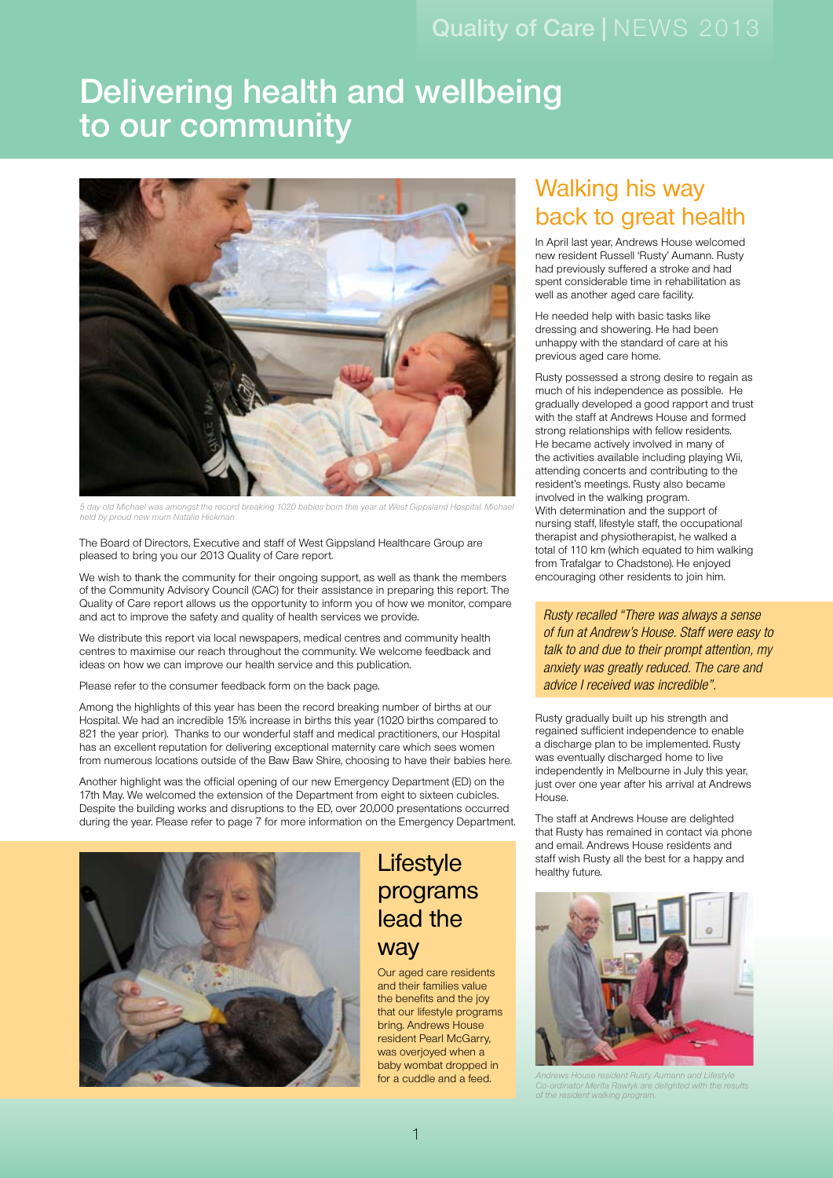# Delivering health and wellbeing to our community

*5 day old Michael was amongst the record breaking 1020 babies born this year at West Gippsland Hospital. Michael held by proud new mum Natalie Hickman*

The Board of Directors, Executive and staff of West Gippsland Healthcare Group are pleased to bring you our 2013 Quality of Care report.

We wish to thank the community for their ongoing support, as well as thank the members of the Community Advisory Council (CAC) for their assistance in preparing this report. The Quality of Care report allows us the opportunity to inform you of how we monitor, compare and act to improve the safety and quality of health services we provide.

We distribute this report via local newspapers, medical centres and community health centres to maximise our reach throughout the community. We welcome feedback and ideas on how we can improve our health service and this publication.

Please refer to the consumer feedback form on the back page.

Among the highlights of this year has been the record breaking number of births at our Hospital. We had an incredible 15% increase in births this year (1020 births compared to 821 the year prior). Thanks to our wonderful staff and medical practitioners, our Hospital has an excellent reputation for delivering exceptional maternity care which sees women from numerous locations outside of the Baw Baw Shire, choosing to have their babies here.

Another highlight was the official opening of our new Emergency Department (ED) on the 17th May. We welcomed the extension of the Department from eight to sixteen cubicles. Despite the building works and disruptions to the ED, over 20,000 presentations occurred during the year. Please refer to page 7 for more information on the Emergency Department.

## Lifestyle programs lead the way

Our aged care residents and their families value the benefits and the joy that our lifestyle programs bring. Andrews House resident Pearl McGarry, was overjoyed when a baby wombat dropped in for a cuddle and a feed.

## Walking his way back to great health

In April last year, Andrews House welcomed new resident Russell 'Rusty' Aumann. Rusty had previously suffered a stroke and had spent considerable time in rehabilitation as well as another aged care facility.

He needed help with basic tasks like dressing and showering. He had been unhappy with the standard of care at his previous aged care home.

Rusty possessed a strong desire to regain as much of his independence as possible. He gradually developed a good rapport and trust with the staff at Andrews House and formed strong relationships with fellow residents. He became actively involved in many of the activities available including playing Wii, attending concerts and contributing to the resident's meetings. Rusty also became involved in the walking program. With determination and the support of nursing staff, lifestyle staff, the occupational therapist and physiotherapist, he walked a total of 110 km (which equated to him walking from Trafalgar to Chadstone). He enjoyed encouraging other residents to join him.

*Rusty recalled "There was always a sense of fun at Andrew's House. Staff were easy to talk to and due to their prompt attention, my anxiety was greatly reduced. The care and advice I received was incredible".*

Rusty gradually built up his strength and regained sufficient independence to enable a discharge plan to be implemented. Rusty was eventually discharged home to live independently in Melbourne in July this year, just over one year after his arrival at Andrews House.

The staff at Andrews House are delighted that Rusty has remained in contact via phone and email. Andrews House residents and staff wish Rusty all the best for a happy and healthy future.

*Andrews House resident Rusty Aumann and Lifestyle Co-ordinator Merita Rawlyk are delighted with the results of the resident walking program.*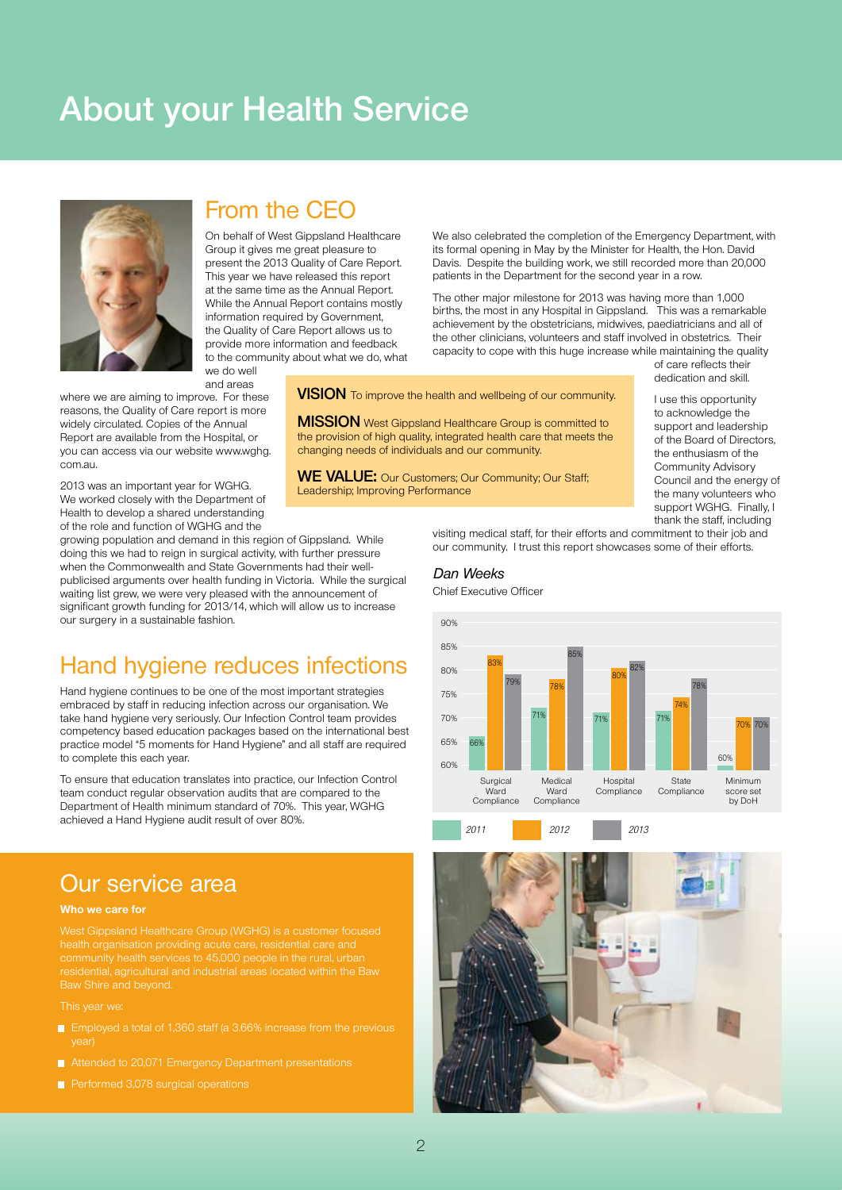# About your Health Service

## From the CEO

On behalf of West Gippsland Healthcare Group it gives me great pleasure to present the 2013 Quality of Care Report. This year we have released this report at the same time as the Annual Report. While the Annual Report contains mostly information required by Government, the Quality of Care Report allows us to provide more information and feedback to the community about what we do, what we do well and areas where we are aiming to improve. For these reasons, the Quality of Care report is more widely circulated. Copies of the Annual Report are available from the Hospital, or you can access via our website www.wghg.com.au.

2013 was an important year for WGHG. We worked closely with the Department of Health to develop a shared understanding of the role and function of WGHG and the growing population and demand in this region of Gippsland. While doing this we had to reign in surgical activity, with further pressure when the Commonwealth and State Governments had their well-publicised arguments over health funding in Victoria. While the surgical waiting list grew, we were very pleased with the announcement of significant growth funding for 2013/14, which will allow us to increase our surgery in a sustainable fashion.

We also celebrated the completion of the Emergency Department, with its formal opening in May by the Minister for Health, the Hon. David Davis. Despite the building work, we still recorded more than 20,000 patients in the Department for the second year in a row.

The other major milestone for 2013 was having more than 1,000 births, the most in any Hospital in Gippsland. This was a remarkable achievement by the obstetricians, midwives, paediatricians and all of the other clinicians, volunteers and staff involved in obstetrics. Their capacity to cope with this huge increase while maintaining the quality of care reflects their dedication and skill.

I use this opportunity to acknowledge the support and leadership of the Board of Directors, the enthusiasm of the Community Advisory Council and the energy of the many volunteers who support WGHG. Finally, I thank the staff, including visiting medical staff, for their efforts and commitment to their job and our community. I trust this report showcases some of their efforts.

*Dan Weeks*

Chief Executive Officer

**VISION** To improve the health and wellbeing of our community.

**MISSION** West Gippsland Healthcare Group is committed to the provision of high quality, integrated health care that meets the changing needs of individuals and our community.

**WE VALUE:** Our Customers; Our Community; Our Staff; Leadership; Improving Performance

## Hand hygiene reduces infections

Hand hygiene continues to be one of the most important strategies embraced by staff in reducing infection across our organisation. We take hand hygiene very seriously. Our Infection Control team provides competency based education packages based on the international best practice model "5 moments for Hand Hygiene" and all staff are required to complete this each year.

To ensure that education translates into practice, our Infection Control team conduct regular observation audits that are compared to the Department of Health minimum standard of 70%. This year, WGHG achieved a Hand Hygiene audit result of over 80%.

| | 2011 | 2012 | 2013 |
|---|---|---|---|
| Surgical Ward Compliance | 66% | 83% | 79% |
| Medical Ward Compliance | 71% | 78% | 85% |
| Hospital Compliance | 71% | 80% | 82% |
| State Compliance | 71% | 74% | 78% |
| Minimum score set by DoH | 60% | 70% | 70% |

## Our service area

### Who we care for

West Gippsland Healthcare Group (WGHG) is a customer focused health organisation providing acute care, residential care and community health services to 45,000 people in the rural, urban residential, agricultural and industrial areas located within the Baw Baw Shire and beyond.

This year we:

- Employed a total of 1,360 staff (a 3.66% increase from the previous year)
- Attended to 20,071 Emergency Department presentations
- Performed 3,078 surgical operations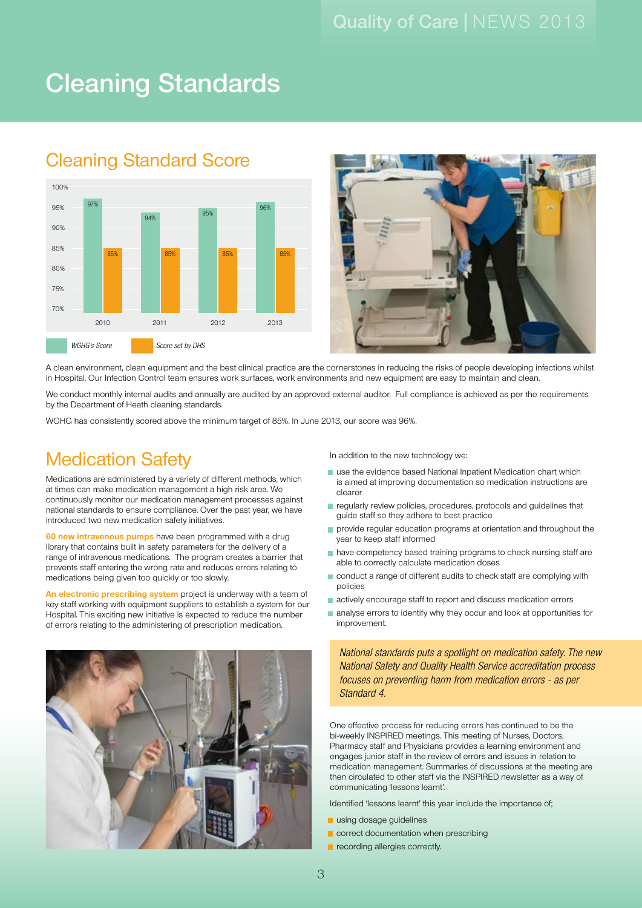# Cleaning Standards

## Cleaning Standard Score

| Year | WGHG's Score | Score set by DHS |
|---|---|---|
| 2010 | 97% | 85% |
| 2011 | 94% | 85% |
| 2012 | 95% | 85% |
| 2013 | 96% | 85% |

A clean environment, clean equipment and the best clinical practice are the cornerstones in reducing the risks of people developing infections whilst in Hospital. Our Infection Control team ensures work surfaces, work environments and new equipment are easy to maintain and clean.

We conduct monthly internal audits and annually are audited by an approved external auditor. Full compliance is achieved as per the requirements by the Department of Heath cleaning standards.

WGHG has consistently scored above the minimum target of 85%. In June 2013, our score was 96%.

## Medication Safety

Medications are administered by a variety of different methods, which at times can make medication management a high risk area. We continuously monitor our medication management processes against national standards to ensure compliance. Over the past year, we have introduced two new medication safety initiatives.

**60 new intravenous pumps** have been programmed with a drug library that contains built in safety parameters for the delivery of a range of intravenous medications. The program creates a barrier that prevents staff entering the wrong rate and reduces errors relating to medications being given too quickly or too slowly.

**An electronic prescribing system** project is underway with a team of key staff working with equipment suppliers to establish a system for our Hospital. This exciting new initiative is expected to reduce the number of errors relating to the administering of prescription medication.

In addition to the new technology we:

- use the evidence based National Inpatient Medication chart which is aimed at improving documentation so medication instructions are clearer
- regularly review policies, procedures, protocols and guidelines that guide staff so they adhere to best practice
- provide regular education programs at orientation and throughout the year to keep staff informed
- have competency based training programs to check nursing staff are able to correctly calculate medication doses
- conduct a range of different audits to check staff are complying with policies
- actively encourage staff to report and discuss medication errors
- analyse errors to identify why they occur and look at opportunities for improvement.

*National standards puts a spotlight on medication safety. The new National Safety and Quality Health Service accreditation process focuses on preventing harm from medication errors - as per Standard 4.*

One effective process for reducing errors has continued to be the bi-weekly INSPIRED meetings. This meeting of Nurses, Doctors, Pharmacy staff and Physicians provides a learning environment and engages junior staff in the review of errors and issues in relation to medication management. Summaries of discussions at the meeting are then circulated to other staff via the INSPIRED newsletter as a way of communicating 'lessons learnt'.

Identified 'lessons learnt' this year include the importance of;

- using dosage guidelines
- correct documentation when prescribing
- recording allergies correctly.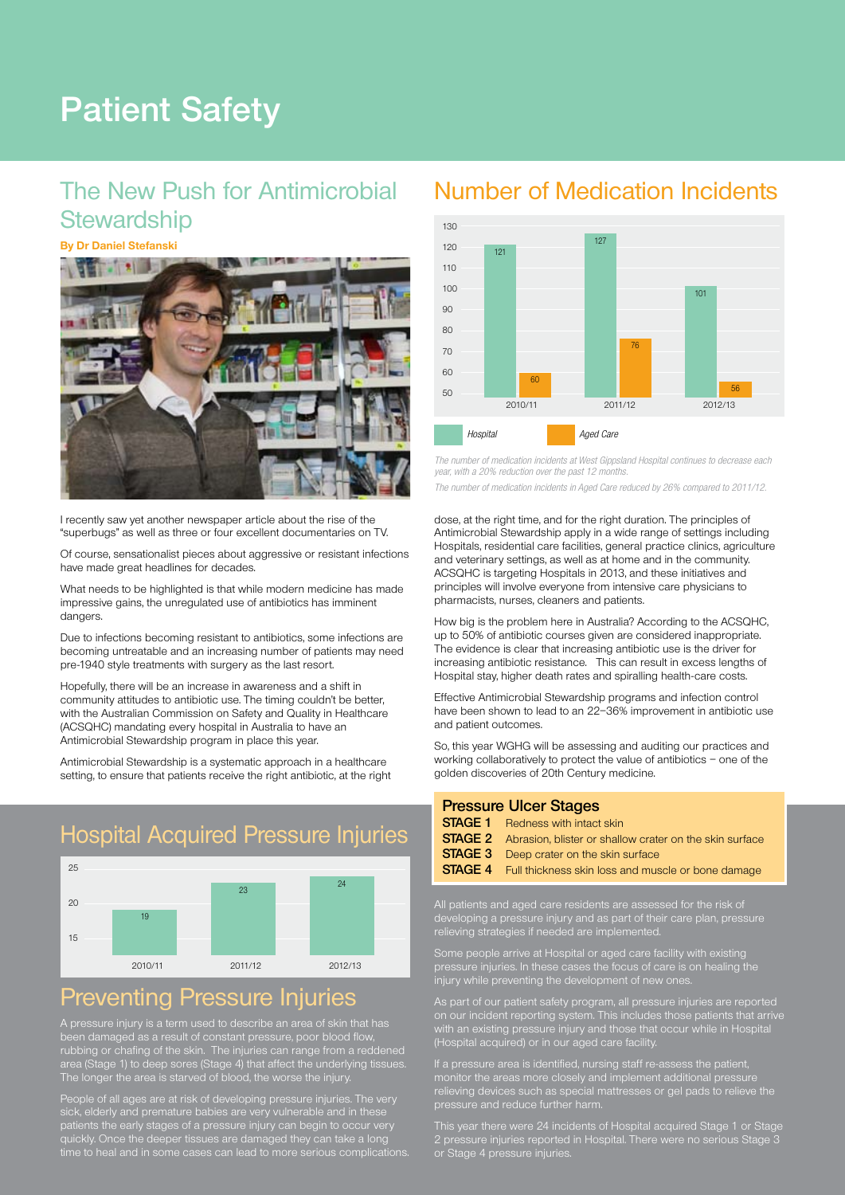# Patient Safety

## The New Push for Antimicrobial Stewardship

**By Dr Daniel Stefanski**

I recently saw yet another newspaper article about the rise of the "superbugs" as well as three or four excellent documentaries on TV.

Of course, sensationalist pieces about aggressive or resistant infections have made great headlines for decades.

What needs to be highlighted is that while modern medicine has made impressive gains, the unregulated use of antibiotics has imminent dangers.

Due to infections becoming resistant to antibiotics, some infections are becoming untreatable and an increasing number of patients may need pre-1940 style treatments with surgery as the last resort.

Hopefully, there will be an increase in awareness and a shift in community attitudes to antibiotic use. The timing couldn't be better, with the Australian Commission on Safety and Quality in Healthcare (ACSQHC) mandating every hospital in Australia to have an Antimicrobial Stewardship program in place this year.

Antimicrobial Stewardship is a systematic approach in a healthcare setting, to ensure that patients receive the right antibiotic, at the right dose, at the right time, and for the right duration. The principles of Antimicrobial Stewardship apply in a wide range of settings including Hospitals, residential care facilities, general practice clinics, agriculture and veterinary settings, as well as at home and in the community. ACSQHC is targeting Hospitals in 2013, and these initiatives and principles will involve everyone from intensive care physicians to pharmacists, nurses, cleaners and patients.

How big is the problem here in Australia? According to the ACSQHC, up to 50% of antibiotic courses given are considered inappropriate. The evidence is clear that increasing antibiotic use is the driver for increasing antibiotic resistance. This can result in excess lengths of Hospital stay, higher death rates and spiralling health-care costs.

Effective Antimicrobial Stewardship programs and infection control have been shown to lead to an 22–36% improvement in antibiotic use and patient outcomes.

So, this year WGHG will be assessing and auditing our practices and working collaboratively to protect the value of antibiotics – one of the golden discoveries of 20th Century medicine.

## Number of Medication Incidents

| Year | Hospital | Aged Care |
|---|---|---|
| 2010/11 | 121 | 60 |
| 2011/12 | 127 | 76 |
| 2012/13 | 101 | 56 |

*The number of medication incidents at West Gippsland Hospital continues to decrease each year, with a 20% reduction over the past 12 months.*

*The number of medication incidents in Aged Care reduced by 26% compared to 2011/12.*

## Hospital Acquired Pressure Injuries

| Year | Pressure Injuries |
|---|---|
| 2010/11 | 19 |
| 2011/12 | 23 |
| 2012/13 | 24 |

## Preventing Pressure Injuries

A pressure injury is a term used to describe an area of skin that has been damaged as a result of constant pressure, poor blood flow, rubbing or chafing of the skin. The injuries can range from a reddened area (Stage 1) to deep sores (Stage 4) that affect the underlying tissues. The longer the area is starved of blood, the worse the injury.

People of all ages are at risk of developing pressure injuries. The very sick, elderly and premature babies are very vulnerable and in these patients the early stages of a pressure injury can begin to occur very quickly. Once the deeper tissues are damaged they can take a long time to heal and in some cases can lead to more serious complications.

### Pressure Ulcer Stages

**STAGE 1** Redness with intact skin

**STAGE 2** Abrasion, blister or shallow crater on the skin surface

**STAGE 3** Deep crater on the skin surface

**STAGE 4** Full thickness skin loss and muscle or bone damage

All patients and aged care residents are assessed for the risk of developing a pressure injury and as part of their care plan, pressure relieving strategies if needed are implemented.

Some people arrive at Hospital or aged care facility with existing pressure injuries. In these cases the focus of care is on healing the injury while preventing the development of new ones.

As part of our patient safety program, all pressure injuries are reported on our incident reporting system. This includes those patients that arrive with an existing pressure injury and those that occur while in Hospital (Hospital acquired) or in our aged care facility.

If a pressure area is identified, nursing staff re-assess the patient, monitor the areas more closely and implement additional pressure relieving devices such as special mattresses or gel pads to relieve the pressure and reduce further harm.

This year there were 24 incidents of Hospital acquired Stage 1 or Stage 2 pressure injuries reported in Hospital. There were no serious Stage 3 or Stage 4 pressure injuries.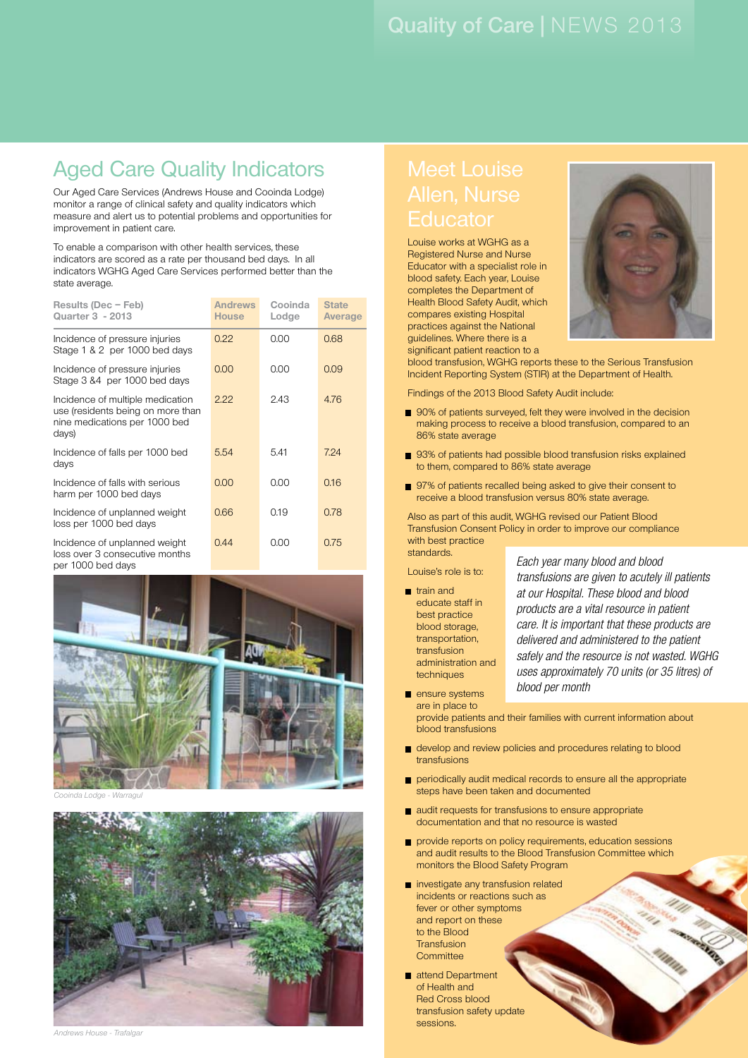## Aged Care Quality Indicators

Our Aged Care Services (Andrews House and Cooinda Lodge) monitor a range of clinical safety and quality indicators which measure and alert us to potential problems and opportunities for improvement in patient care.

To enable a comparison with other health services, these indicators are scored as a rate per thousand bed days. In all indicators WGHG Aged Care Services performed better than the state average.

| Results (Dec – Feb) Quarter 3 - 2013 | Andrews House | Cooinda Lodge | State Average |
|---|---|---|---|
| Incidence of pressure injuries Stage 1 & 2 per 1000 bed days | 0.22 | 0.00 | 0.68 |
| Incidence of pressure injuries Stage 3 &4 per 1000 bed days | 0.00 | 0.00 | 0.09 |
| Incidence of multiple medication use (residents being on more than nine medications per 1000 bed days) | 2.22 | 2.43 | 4.76 |
| Incidence of falls per 1000 bed days | 5.54 | 5.41 | 7.24 |
| Incidence of falls with serious harm per 1000 bed days | 0.00 | 0.00 | 0.16 |
| Incidence of unplanned weight loss per 1000 bed days | 0.66 | 0.19 | 0.78 |
| Incidence of unplanned weight loss over 3 consecutive months per 1000 bed days | 0.44 | 0.00 | 0.75 |

Cooinda Lodge - Warragul

Andrews House - Trafalgar

## Meet Louise Allen, Nurse Educator

Louise works at WGHG as a Registered Nurse and Nurse Educator with a specialist role in blood safety. Each year, Louise completes the Department of Health Blood Safety Audit, which compares existing Hospital practices against the National guidelines. Where there is a significant patient reaction to a blood transfusion, WGHG reports these to the Serious Transfusion Incident Reporting System (STIR) at the Department of Health.

Findings of the 2013 Blood Safety Audit include:

- 90% of patients surveyed, felt they were involved in the decision making process to receive a blood transfusion, compared to an 86% state average
- 93% of patients had possible blood transfusion risks explained to them, compared to 86% state average
- 97% of patients recalled being asked to give their consent to receive a blood transfusion versus 80% state average.

Also as part of this audit, WGHG revised our Patient Blood Transfusion Consent Policy in order to improve our compliance with best practice standards.

*Each year many blood and blood transfusions are given to acutely ill patients at our Hospital. These blood and blood products are a vital resource in patient care. It is important that these products are delivered and administered to the patient safely and the resource is not wasted. WGHG uses approximately 70 units (or 35 litres) of blood per month*

Louise's role is to:

- train and educate staff in best practice blood storage, transportation, transfusion administration and techniques
- ensure systems are in place to provide patients and their families with current information about blood transfusions
- develop and review policies and procedures relating to blood transfusions
- periodically audit medical records to ensure all the appropriate steps have been taken and documented
- audit requests for transfusions to ensure appropriate documentation and that no resource is wasted
- provide reports on policy requirements, education sessions and audit results to the Blood Transfusion Committee which monitors the Blood Safety Program
- investigate any transfusion related incidents or reactions such as fever or other symptoms and report on these to the Blood Transfusion Committee
- attend Department of Health and Red Cross blood transfusion safety update sessions.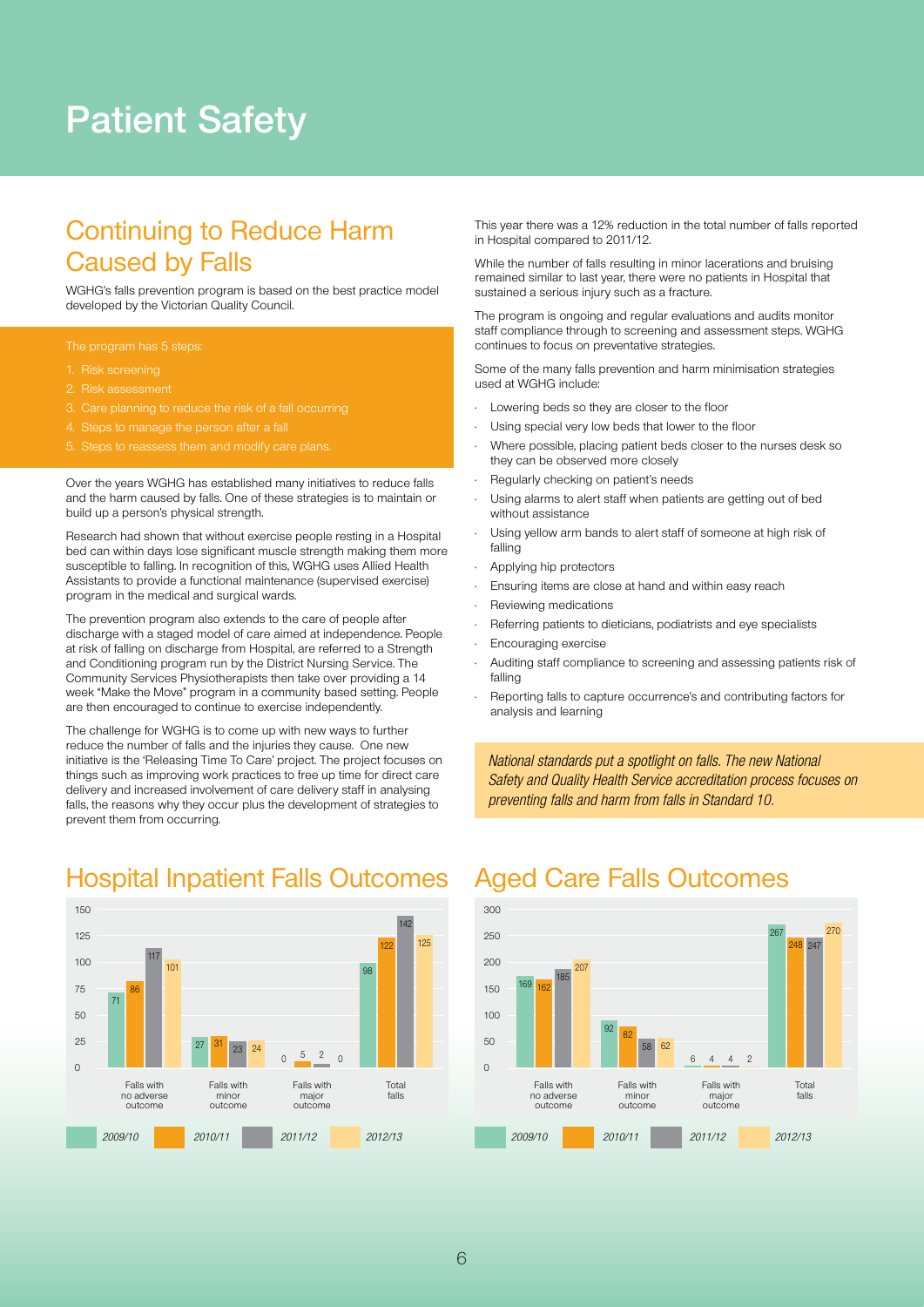# Patient Safety

## Continuing to Reduce Harm Caused by Falls

WGHG's falls prevention program is based on the best practice model developed by the Victorian Quality Council.

The program has 5 steps:

1. Risk screening
2. Risk assessment
3. Care planning to reduce the risk of a fall occurring
4. Steps to manage the person after a fall
5. Steps to reassess them and modify care plans.

Over the years WGHG has established many initiatives to reduce falls and the harm caused by falls. One of these strategies is to maintain or build up a person's physical strength.

Research had shown that without exercise people resting in a Hospital bed can within days lose significant muscle strength making them more susceptible to falling. In recognition of this, WGHG uses Allied Health Assistants to provide a functional maintenance (supervised exercise) program in the medical and surgical wards.

The prevention program also extends to the care of people after discharge with a staged model of care aimed at independence. People at risk of falling on discharge from Hospital, are referred to a Strength and Conditioning program run by the District Nursing Service. The Community Services Physiotherapists then take over providing a 14 week "Make the Move" program in a community based setting. People are then encouraged to continue to exercise independently.

The challenge for WGHG is to come up with new ways to further reduce the number of falls and the injuries they cause. One new initiative is the 'Releasing Time To Care' project. The project focuses on things such as improving work practices to free up time for direct care delivery and increased involvement of care delivery staff in analysing falls, the reasons why they occur plus the development of strategies to prevent them from occurring.

This year there was a 12% reduction in the total number of falls reported in Hospital compared to 2011/12.

While the number of falls resulting in minor lacerations and bruising remained similar to last year, there were no patients in Hospital that sustained a serious injury such as a fracture.

The program is ongoing and regular evaluations and audits monitor staff compliance through to screening and assessment steps. WGHG continues to focus on preventative strategies.

Some of the many falls prevention and harm minimisation strategies used at WGHG include:

- Lowering beds so they are closer to the floor
- Using special very low beds that lower to the floor
- Where possible, placing patient beds closer to the nurses desk so they can be observed more closely
- Regularly checking on patient's needs
- Using alarms to alert staff when patients are getting out of bed without assistance
- Using yellow arm bands to alert staff of someone at high risk of falling
- Applying hip protectors
- Ensuring items are close at hand and within easy reach
- Reviewing medications
- Referring patients to dieticians, podiatrists and eye specialists
- Encouraging exercise
- Auditing staff compliance to screening and assessing patients risk of falling
- Reporting falls to capture occurrence's and contributing factors for analysis and learning

*National standards put a spotlight on falls. The new National Safety and Quality Health Service accreditation process focuses on preventing falls and harm from falls in Standard 10.*

## Hospital Inpatient Falls Outcomes

| | 2009/10 | 2010/11 | 2011/12 | 2012/13 |
|---|---|---|---|---|
| Falls with no adverse outcome | 71 | 86 | 117 | 101 |
| Falls with minor outcome | 27 | 31 | 23 | 24 |
| Falls with major outcome | 0 | 5 | 2 | 0 |
| Total falls | 98 | 122 | 142 | 125 |

## Aged Care Falls Outcomes

| | 2009/10 | 2010/11 | 2011/12 | 2012/13 |
|---|---|---|---|---|
| Falls with no adverse outcome | 169 | 162 | 185 | 207 |
| Falls with minor outcome | 92 | 82 | 58 | 62 |
| Falls with major outcome | 6 | 4 | 4 | 2 |
| Total falls | 267 | 248 | 247 | 270 |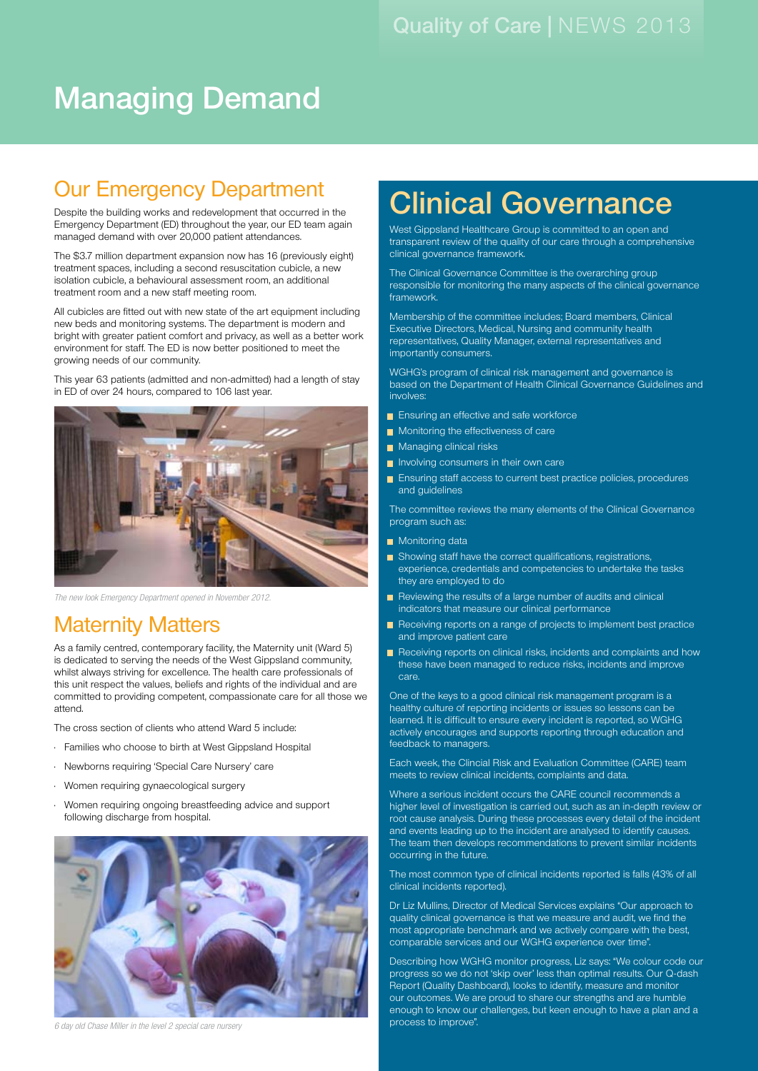# Managing Demand

## Our Emergency Department

Despite the building works and redevelopment that occurred in the Emergency Department (ED) throughout the year, our ED team again managed demand with over 20,000 patient attendances.

The $3.7 million department expansion now has 16 (previously eight) treatment spaces, including a second resuscitation cubicle, a new isolation cubicle, a behavioural assessment room, an additional treatment room and a new staff meeting room.

All cubicles are fitted out with new state of the art equipment including new beds and monitoring systems. The department is modern and bright with greater patient comfort and privacy, as well as a better work environment for staff. The ED is now better positioned to meet the growing needs of our community.

This year 63 patients (admitted and non-admitted) had a length of stay in ED of over 24 hours, compared to 106 last year.

*The new look Emergency Department opened in November 2012.*

## Maternity Matters

As a family centred, contemporary facility, the Maternity unit (Ward 5) is dedicated to serving the needs of the West Gippsland community, whilst always striving for excellence. The health care professionals of this unit respect the values, beliefs and rights of the individual and are committed to providing competent, compassionate care for all those we attend.

The cross section of clients who attend Ward 5 include:

- Families who choose to birth at West Gippsland Hospital
- Newborns requiring 'Special Care Nursery' care
- Women requiring gynaecological surgery
- Women requiring ongoing breastfeeding advice and support following discharge from hospital.

*6 day old Chase Miller in the level 2 special care nursery*

# Clinical Governance

West Gippsland Healthcare Group is committed to an open and transparent review of the quality of our care through a comprehensive clinical governance framework.

The Clinical Governance Committee is the overarching group responsible for monitoring the many aspects of the clinical governance framework.

Membership of the committee includes; Board members, Clinical Executive Directors, Medical, Nursing and community health representatives, Quality Manager, external representatives and importantly consumers.

WGHG's program of clinical risk management and governance is based on the Department of Health Clinical Governance Guidelines and involves:

- Ensuring an effective and safe workforce
- Monitoring the effectiveness of care
- Managing clinical risks
- Involving consumers in their own care
- Ensuring staff access to current best practice policies, procedures and guidelines

The committee reviews the many elements of the Clinical Governance program such as:

- Monitoring data
- Showing staff have the correct qualifications, registrations, experience, credentials and competencies to undertake the tasks they are employed to do
- Reviewing the results of a large number of audits and clinical indicators that measure our clinical performance
- Receiving reports on a range of projects to implement best practice and improve patient care
- Receiving reports on clinical risks, incidents and complaints and how these have been managed to reduce risks, incidents and improve care.

One of the keys to a good clinical risk management program is a healthy culture of reporting incidents or issues so lessons can be learned. It is difficult to ensure every incident is reported, so WGHG actively encourages and supports reporting through education and feedback to managers.

Each week, the Clincial Risk and Evaluation Committee (CARE) team meets to review clinical incidents, complaints and data.

Where a serious incident occurs the CARE council recommends a higher level of investigation is carried out, such as an in-depth review or root cause analysis. During these processes every detail of the incident and events leading up to the incident are analysed to identify causes. The team then develops recommendations to prevent similar incidents occurring in the future.

The most common type of clinical incidents reported is falls (43% of all clinical incidents reported).

Dr Liz Mullins, Director of Medical Services explains "Our approach to quality clinical governance is that we measure and audit, we find the most appropriate benchmark and we actively compare with the best, comparable services and our WGHG experience over time".

Describing how WGHG monitor progress, Liz says: "We colour code our progress so we do not 'skip over' less than optimal results. Our Q-dash Report (Quality Dashboard), looks to identify, measure and monitor our outcomes. We are proud to share our strengths and are humble enough to know our challenges, but keen enough to have a plan and a process to improve".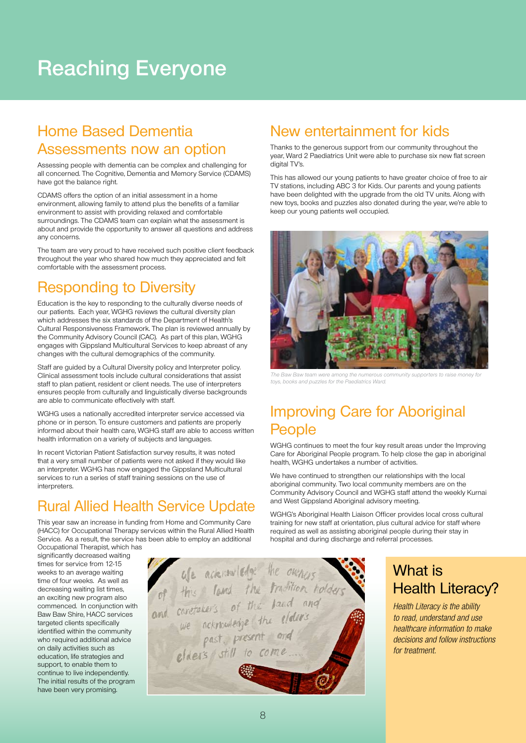# Reaching Everyone

## Home Based Dementia Assessments now an option

Assessing people with dementia can be complex and challenging for all concerned. The Cognitive, Dementia and Memory Service (CDAMS) have got the balance right.

CDAMS offers the option of an initial assessment in a home environment, allowing family to attend plus the benefits of a familiar environment to assist with providing relaxed and comfortable surroundings. The CDAMS team can explain what the assessment is about and provide the opportunity to answer all questions and address any concerns.

The team are very proud to have received such positive client feedback throughout the year who shared how much they appreciated and felt comfortable with the assessment process.

## Responding to Diversity

Education is the key to responding to the culturally diverse needs of our patients. Each year, WGHG reviews the cultural diversity plan which addresses the six standards of the Department of Health's Cultural Responsiveness Framework. The plan is reviewed annually by the Community Advisory Council (CAC). As part of this plan, WGHG engages with Gippsland Multicultural Services to keep abreast of any changes with the cultural demographics of the community.

Staff are guided by a Cultural Diversity policy and Interpreter policy. Clinical assessment tools include cultural considerations that assist staff to plan patient, resident or client needs. The use of interpreters ensures people from culturally and linguistically diverse backgrounds are able to communicate effectively with staff.

WGHG uses a nationally accredited interpreter service accessed via phone or in person. To ensure customers and patients are properly informed about their health care, WGHG staff are able to access written health information on a variety of subjects and languages.

In recent Victorian Patient Satisfaction survey results, it was noted that a very small number of patients were not asked if they would like an interpreter. WGHG has now engaged the Gippsland Multicultural services to run a series of staff training sessions on the use of interpreters.

## Rural Allied Health Service Update

This year saw an increase in funding from Home and Community Care (HACC) for Occupational Therapy services within the Rural Allied Health Service. As a result, the service has been able to employ an additional Occupational Therapist, which has significantly decreased waiting times for service from 12-15 weeks to an average waiting time of four weeks. As well as decreasing waiting list times, an exciting new program also commenced. In conjunction with Baw Baw Shire, HACC services targeted clients specifically identified within the community who required additional advice on daily activities such as education, life strategies and support, to enable them to continue to live independently. The initial results of the program have been very promising.

## New entertainment for kids

Thanks to the generous support from our community throughout the year, Ward 2 Paediatrics Unit were able to purchase six new flat screen digital TV's.

This has allowed our young patients to have greater choice of free to air TV stations, including ABC 3 for Kids. Our parents and young patients have been delighted with the upgrade from the old TV units. Along with new toys, books and puzzles also donated during the year, we're able to keep our young patients well occupied.

*The Baw Baw team were among the numerous community supporters to raise money for toys, books and puzzles for the Paediatrics Ward.*

## Improving Care for Aboriginal People

WGHG continues to meet the four key result areas under the Improving Care for Aboriginal People program. To help close the gap in aboriginal health, WGHG undertakes a number of activities.

We have continued to strengthen our relationships with the local aboriginal community. Two local community members are on the Community Advisory Council and WGHG staff attend the weekly Kurnai and West Gippsland Aboriginal advisory meeting.

WGHG's Aboriginal Health Liaison Officer provides local cross cultural training for new staff at orientation, plus cultural advice for staff where required as well as assisting aboriginal people during their stay in hospital and during discharge and referral processes.

## What is Health Literacy?

*Health Literacy is the ability to read, understand and use healthcare information to make decisions and follow instructions for treatment.*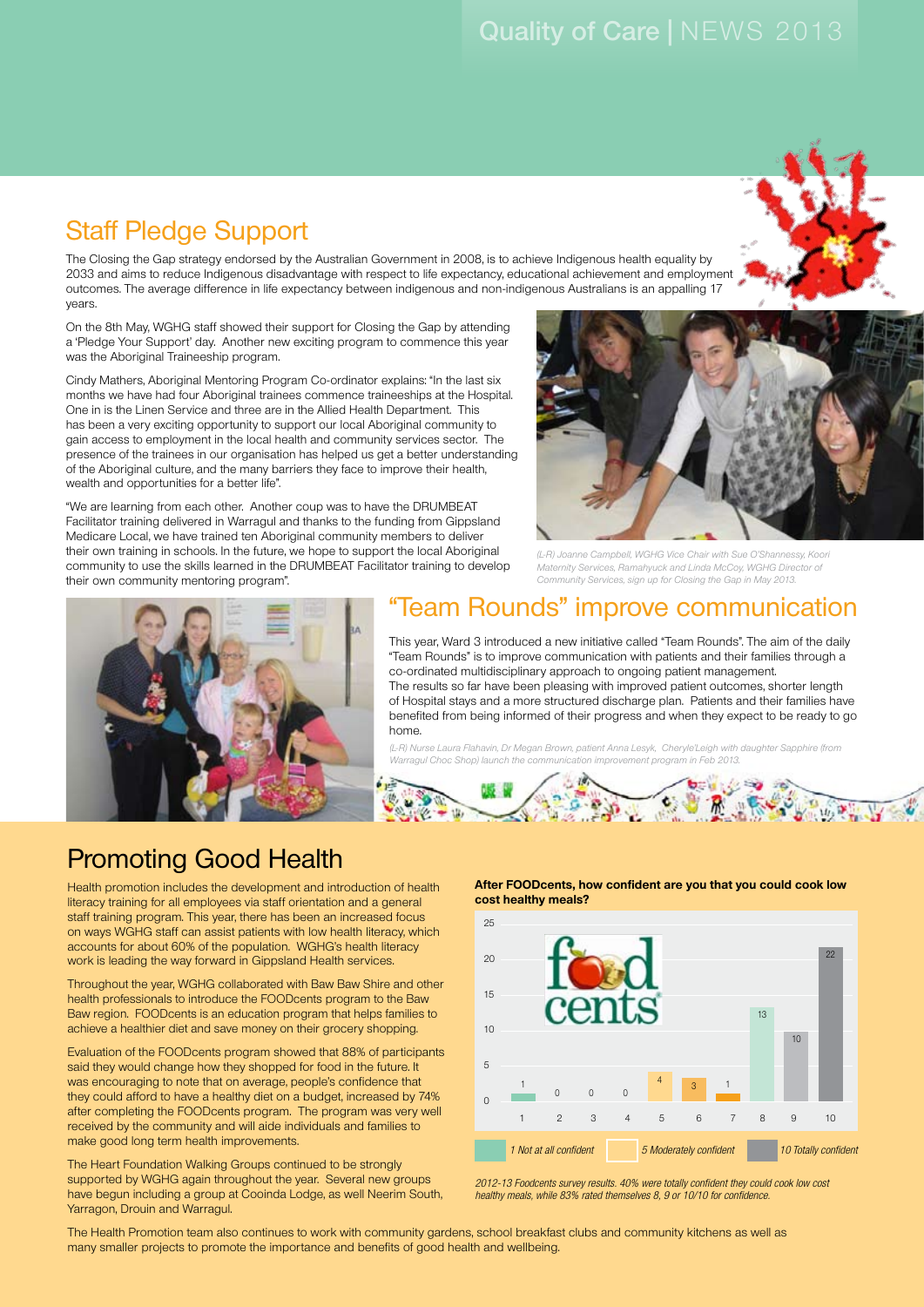## Staff Pledge Support

The Closing the Gap strategy endorsed by the Australian Government in 2008, is to achieve Indigenous health equality by 2033 and aims to reduce Indigenous disadvantage with respect to life expectancy, educational achievement and employment outcomes. The average difference in life expectancy between indigenous and non-indigenous Australians is an appalling 17 years.

On the 8th May, WGHG staff showed their support for Closing the Gap by attending a 'Pledge Your Support' day. Another new exciting program to commence this year was the Aboriginal Traineeship program.

Cindy Mathers, Aboriginal Mentoring Program Co-ordinator explains: "In the last six months we have had four Aboriginal trainees commence traineeships at the Hospital. One in is the Linen Service and three are in the Allied Health Department. This has been a very exciting opportunity to support our local Aboriginal community to gain access to employment in the local health and community services sector. The presence of the trainees in our organisation has helped us get a better understanding of the Aboriginal culture, and the many barriers they face to improve their health, wealth and opportunities for a better life".

"We are learning from each other. Another coup was to have the DRUMBEAT Facilitator training delivered in Warragul and thanks to the funding from Gippsland Medicare Local, we have trained ten Aboriginal community members to deliver their own training in schools. In the future, we hope to support the local Aboriginal community to use the skills learned in the DRUMBEAT Facilitator training to develop their own community mentoring program".

*(L-R) Joanne Campbell, WGHG Vice Chair with Sue O'Shannessy, Koori Maternity Services, Ramahyuck and Linda McCoy, WGHG Director of Community Services, sign up for Closing the Gap in May 2013.*

## "Team Rounds" improve communication

This year, Ward 3 introduced a new initiative called "Team Rounds". The aim of the daily "Team Rounds" is to improve communication with patients and their families through a co-ordinated multidisciplinary approach to ongoing patient management.
The results so far have been pleasing with improved patient outcomes, shorter length of Hospital stays and a more structured discharge plan. Patients and their families have benefited from being informed of their progress and when they expect to be ready to go home.

*(L-R) Nurse Laura Flahavin, Dr Megan Brown, patient Anna Lesyk, Cheryle'Leigh with daughter Sapphire (from Warragul Choc Shop) launch the communication improvement program in Feb 2013.*

## Promoting Good Health

Health promotion includes the development and introduction of health literacy training for all employees via staff orientation and a general staff training program. This year, there has been an increased focus on ways WGHG staff can assist patients with low health literacy, which accounts for about 60% of the population. WGHG's health literacy work is leading the way forward in Gippsland Health services.

Throughout the year, WGHG collaborated with Baw Baw Shire and other health professionals to introduce the FOODcents program to the Baw Baw region. FOODcents is an education program that helps families to achieve a healthier diet and save money on their grocery shopping.

Evaluation of the FOODcents program showed that 88% of participants said they would change how they shopped for food in the future. It was encouraging to note that on average, people's confidence that they could afford to have a healthy diet on a budget, increased by 74% after completing the FOODcents program. The program was very well received by the community and will aide individuals and families to make good long term health improvements.

The Heart Foundation Walking Groups continued to be strongly supported by WGHG again throughout the year. Several new groups have begun including a group at Cooinda Lodge, as well Neerim South, Yarragon, Drouin and Warragul.

**After FOODcents, how confident are you that you could cook low cost healthy meals?**

| Confidence rating | 1 | 2 | 3 | 4 | 5 | 6 | 7 | 8 | 9 | 10 |
|---|---|---|---|---|---|---|---|---|---|---|
| Responses | 1 | 0 | 0 | 0 | 4 | 3 | 1 | 13 | 10 | 22 |

1 Not at all confident; 5 Moderately confident; 10 Totally confident

*2012-13 Foodcents survey results. 40% were totally confident they could cook low cost healthy meals, while 83% rated themselves 8, 9 or 10/10 for confidence.*

The Health Promotion team also continues to work with community gardens, school breakfast clubs and community kitchens as well as many smaller projects to promote the importance and benefits of good health and wellbeing.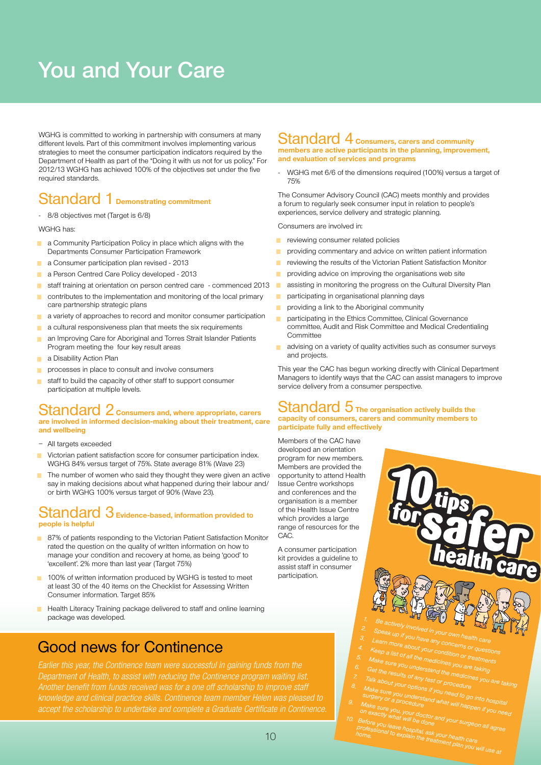# You and Your Care

WGHG is committed to working in partnership with consumers at many different levels. Part of this commitment involves implementing various strategies to meet the consumer participation indicators required by the Department of Health as part of the "Doing it with us not for us policy." For 2012/13 WGHG has achieved 100% of the objectives set under the five required standards.

## Standard 1 Demonstrating commitment

- 8/8 objectives met (Target is 6/8)

WGHG has:

- a Community Participation Policy in place which aligns with the Departments Consumer Participation Framework
- a Consumer participation plan revised - 2013
- a Person Centred Care Policy developed - 2013
- staff training at orientation on person centred care - commenced 2013
- contributes to the implementation and monitoring of the local primary care partnership strategic plans
- a variety of approaches to record and monitor consumer participation
- a cultural responsiveness plan that meets the six requirements
- an Improving Care for Aboriginal and Torres Strait Islander Patients Program meeting the four key result areas
- a Disability Action Plan
- processes in place to consult and involve consumers
- staff to build the capacity of other staff to support consumer participation at multiple levels.

## Standard 2 Consumers and, where appropriate, carers are involved in informed decision-making about their treatment, care and wellbeing

- All targets exceeded
- Victorian patient satisfaction score for consumer participation index. WGHG 84% versus target of 75%. State average 81% (Wave 23)
- The number of women who said they thought they were given an active say in making decisions about what happened during their labour and/or birth WGHG 100% versus target of 90% (Wave 23).

## Standard 3 Evidence-based, information provided to people is helpful

- 87% of patients responding to the Victorian Patient Satisfaction Monitor rated the question on the quality of written information on how to manage your condition and recovery at home, as being 'good' to 'excellent'. 2% more than last year (Target 75%)
- 100% of written information produced by WGHG is tested to meet at least 30 of the 40 items on the Checklist for Assessing Written Consumer information. Target 85%
- Health Literacy Training package delivered to staff and online learning package was developed.

## Standard 4 Consumers, carers and community members are active participants in the planning, improvement, and evaluation of services and programs

- WGHG met 6/6 of the dimensions required (100%) versus a target of 75%

The Consumer Advisory Council (CAC) meets monthly and provides a forum to regularly seek consumer input in relation to people's experiences, service delivery and strategic planning.

Consumers are involved in:

- reviewing consumer related policies
- providing commentary and advice on written patient information
- reviewing the results of the Victorian Patient Satisfaction Monitor
- providing advice on improving the organisations web site
- assisting in monitoring the progress on the Cultural Diversity Plan
- participating in organisational planning days
- providing a link to the Aboriginal community
- participating in the Ethics Committee, Clinical Governance committee, Audit and Risk Committee and Medical Credentialing Committee
- advising on a variety of quality activities such as consumer surveys and projects.

This year the CAC has begun working directly with Clinical Department Managers to identify ways that the CAC can assist managers to improve service delivery from a consumer perspective.

## Standard 5 The organisation actively builds the capacity of consumers, carers and community members to participate fully and effectively

Members of the CAC have developed an orientation program for new members. Members are provided the opportunity to attend Health Issue Centre workshops and conferences and the organisation is a member of the Health Issue Centre which provides a large range of resources for the CAC.

A consumer participation kit provides a guideline to assist staff in consumer participation.

## 10 tips for Safer health care

1. Be actively involved in your own health care
2. Speak up if you have any concerns or questions
3. Learn more about your condition or treatments
4. Keep a list of all the medicines you are taking
5. Make sure you understand the medicines you are taking
6. Get the results of any test or procedure
7. Talk about your options if you need to go into hospital
8. Make sure you understand what will happen if you need surgery or a procedure
9. Make sure you, your doctor and your surgeon all agree on exactly what will be done
10. Before you leave hospital, ask your health care professional to explain the treatment plan you will use at home.

## Good news for Continence

*Earlier this year, the Continence team were successful in gaining funds from the Department of Health, to assist with reducing the Continence program waiting list. Another benefit from funds received was for a one off scholarship to improve staff knowledge and clinical practice skills. Continence team member Helen was pleased to accept the scholarship to undertake and complete a Graduate Certificate in Continence.*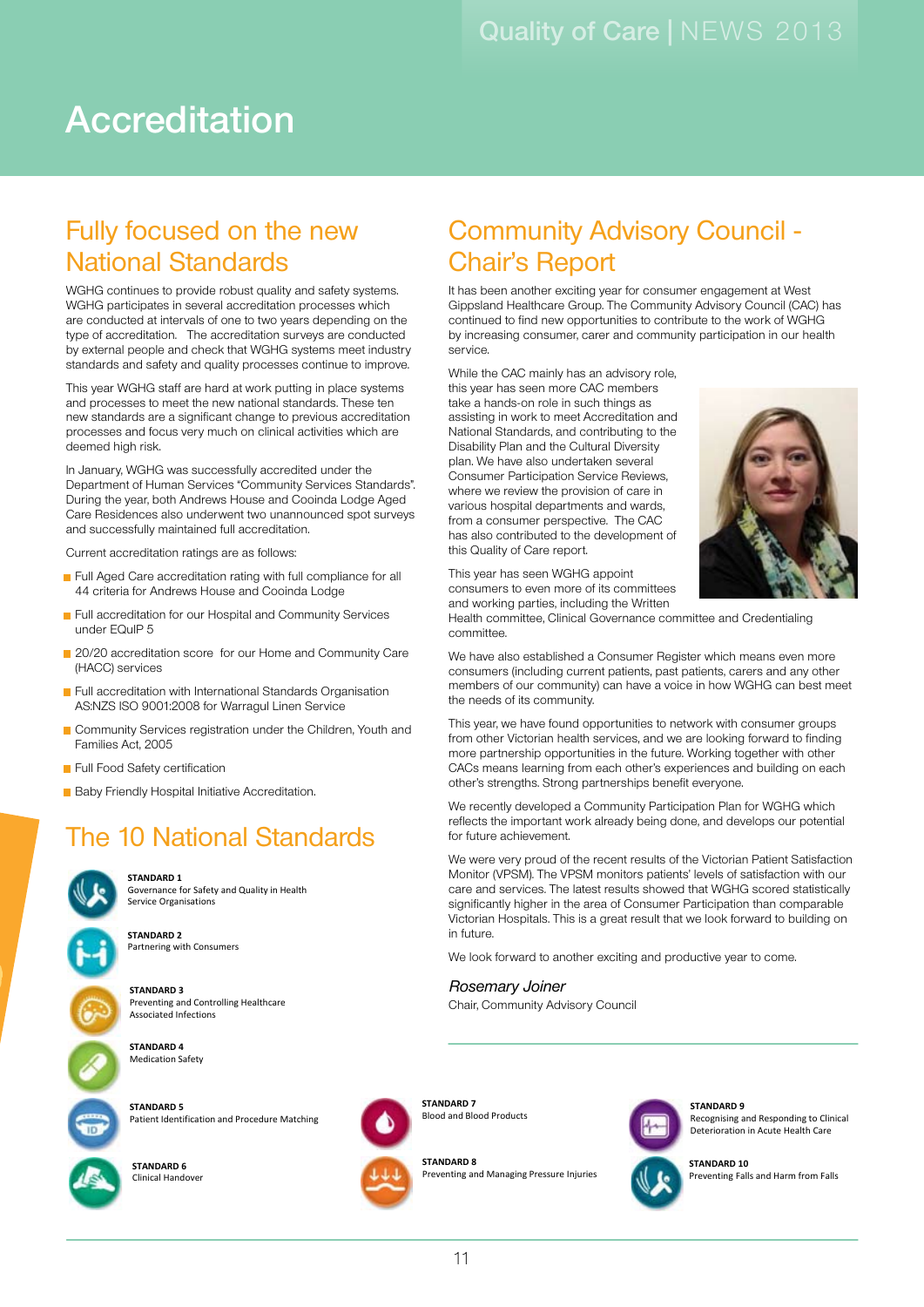# Accreditation

## Fully focused on the new National Standards

WGHG continues to provide robust quality and safety systems. WGHG participates in several accreditation processes which are conducted at intervals of one to two years depending on the type of accreditation. The accreditation surveys are conducted by external people and check that WGHG systems meet industry standards and safety and quality processes continue to improve.

This year WGHG staff are hard at work putting in place systems and processes to meet the new national standards. These ten new standards are a significant change to previous accreditation processes and focus very much on clinical activities which are deemed high risk.

In January, WGHG was successfully accredited under the Department of Human Services "Community Services Standards". During the year, both Andrews House and Cooinda Lodge Aged Care Residences also underwent two unannounced spot surveys and successfully maintained full accreditation.

Current accreditation ratings are as follows:

- Full Aged Care accreditation rating with full compliance for all 44 criteria for Andrews House and Cooinda Lodge
- Full accreditation for our Hospital and Community Services under EQuIP 5
- 20/20 accreditation score for our Home and Community Care (HACC) services
- Full accreditation with International Standards Organisation AS:NZS ISO 9001:2008 for Warragul Linen Service
- Community Services registration under the Children, Youth and Families Act, 2005
- Full Food Safety certification
- Baby Friendly Hospital Initiative Accreditation.

## The 10 National Standards

**STANDARD 1**
Governance for Safety and Quality in Health Service Organisations

**STANDARD 2**
Partnering with Consumers

**STANDARD 3**
Preventing and Controlling Healthcare Associated Infections

**STANDARD 4**
Medication Safety

**STANDARD 5**
Patient Identification and Procedure Matching

**STANDARD 6**
Clinical Handover

**STANDARD 7**
Blood and Blood Products

**STANDARD 8**
Preventing and Managing Pressure Injuries

**STANDARD 9**
Recognising and Responding to Clinical Deterioration in Acute Health Care

**STANDARD 10**
Preventing Falls and Harm from Falls

## Community Advisory Council - Chair's Report

It has been another exciting year for consumer engagement at West Gippsland Healthcare Group. The Community Advisory Council (CAC) has continued to find new opportunities to contribute to the work of WGHG by increasing consumer, carer and community participation in our health service.

While the CAC mainly has an advisory role, this year has seen more CAC members take a hands-on role in such things as assisting in work to meet Accreditation and National Standards, and contributing to the Disability Plan and the Cultural Diversity plan. We have also undertaken several Consumer Participation Service Reviews, where we review the provision of care in various hospital departments and wards, from a consumer perspective. The CAC has also contributed to the development of this Quality of Care report.

This year has seen WGHG appoint consumers to even more of its committees and working parties, including the Written Health committee, Clinical Governance committee and Credentialing committee.

We have also established a Consumer Register which means even more consumers (including current patients, past patients, carers and any other members of our community) can have a voice in how WGHG can best meet the needs of its community.

This year, we have found opportunities to network with consumer groups from other Victorian health services, and we are looking forward to finding more partnership opportunities in the future. Working together with other CACs means learning from each other's experiences and building on each other's strengths. Strong partnerships benefit everyone.

We recently developed a Community Participation Plan for WGHG which reflects the important work already being done, and develops our potential for future achievement.

We were very proud of the recent results of the Victorian Patient Satisfaction Monitor (VPSM). The VPSM monitors patients' levels of satisfaction with our care and services. The latest results showed that WGHG scored statistically significantly higher in the area of Consumer Participation than comparable Victorian Hospitals. This is a great result that we look forward to building on in future.

We look forward to another exciting and productive year to come.

*Rosemary Joiner*
Chair, Community Advisory Council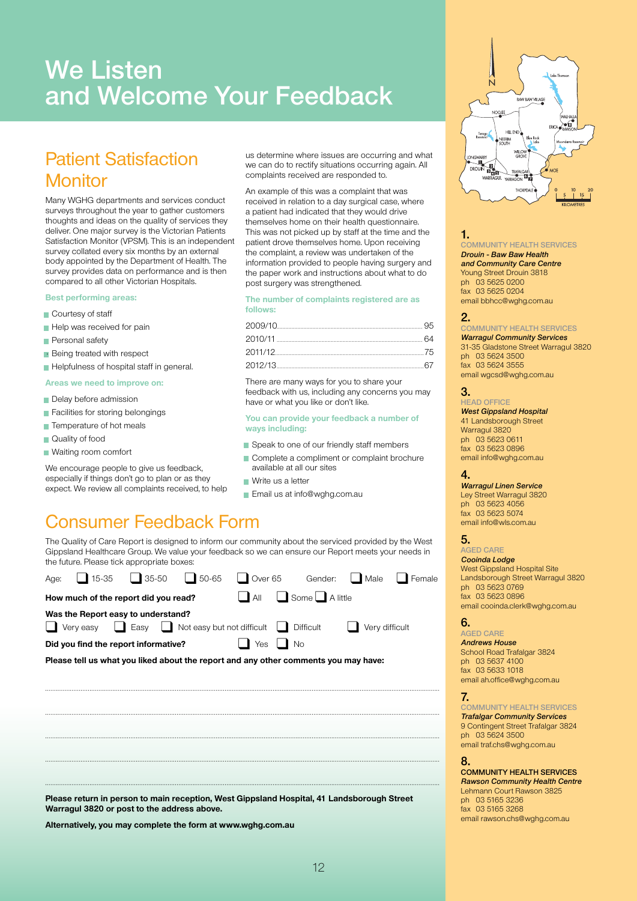# We Listen and Welcome Your Feedback

## Patient Satisfaction Monitor

Many WGHG departments and services conduct surveys throughout the year to gather customers thoughts and ideas on the quality of services they deliver. One major survey is the Victorian Patients Satisfaction Monitor (VPSM). This is an independent survey collated every six months by an external body appointed by the Department of Health. The survey provides data on performance and is then compared to all other Victorian Hospitals.

**Best performing areas:**

- Courtesy of staff
- Help was received for pain
- Personal safety
- Being treated with respect
- Helpfulness of hospital staff in general.

**Areas we need to improve on:**

- Delay before admission
- Facilities for storing belongings
- Temperature of hot meals
- Quality of food
- Waiting room comfort

We encourage people to give us feedback, especially if things don't go to plan or as they expect. We review all complaints received, to help us determine where issues are occurring and what we can do to rectify situations occurring again. All complaints received are responded to.

An example of this was a complaint that was received in relation to a day surgical case, where a patient had indicated that they would drive themselves home on their health questionnaire. This was not picked up by staff at the time and the patient drove themselves home. Upon receiving the complaint, a review was undertaken of the information provided to people having surgery and the paper work and instructions about what to do post surgery was strengthened.

**The number of complaints registered are as follows:**

| | |
|---|---|
| 2009/10 | 95 |
| 2010/11 | 64 |
| 2011/12 | 75 |
| 2012/13 | 67 |

There are many ways for you to share your feedback with us, including any concerns you may have or what you like or don't like.

**You can provide your feedback a number of ways including:**

- Speak to one of our friendly staff members
- Complete a compliment or complaint brochure available at all our sites
- Write us a letter
- Email us at info@wghg.com.au

## Consumer Feedback Form

The Quality of Care Report is designed to inform our community about the serviced provided by the West Gippsland Healthcare Group. We value your feedback so we can ensure our Report meets your needs in the future. Please tick appropriate boxes:

Age: ☐ 15-35 ☐ 35-50 ☐ 50-65 ☐ Over 65 Gender: ☐ Male ☐ Female

**How much of the report did you read?** ☐ All ☐ Some ☐ A little

**Was the Report easy to understand?**

☐ Very easy ☐ Easy ☐ Not easy but not difficult ☐ Difficult ☐ Very difficult

**Did you find the report informative?** ☐ Yes ☐ No

**Please tell us what you liked about the report and any other comments you may have:**

..................................................................................................................

..................................................................................................................

..................................................................................................................

..................................................................................................................

..................................................................................................................

**Please return in person to main reception, West Gippsland Hospital, 41 Landsborough Street Warragul 3820 or post to the address above.**

**Alternatively, you may complete the form at www.wghg.com.au**

N

Lake Thomson
BAW BAW VILLAGE
NOOJEE
WALHALLA
ERICA
RAWSON
Tarago Reservoir
HILL END
NEERIM SOUTH
Blue Rock Lake
Moondarra Reservoir
WILLOW GROVE
LONGWARRY
DROUIN
WARRAGUL
YARRAGON
TRAFALGAR
MOE
THORPDALE
0 5 10 15 20
KILOMETRES

**1.**
COMMUNITY HEALTH SERVICES
***Drouin - Baw Baw Health and Community Care Centre***
Young Street Drouin 3818
ph 03 5625 0200
fax 03 5625 0204
email bbhcc@wghg.com.au

**2.**
COMMUNITY HEALTH SERVICES
***Warragul Community Services***
31-35 Gladstone Street Warragul 3820
ph 03 5624 3500
fax 03 5624 3555
email wgcsd@wghg.com.au

**3.**
HEAD OFFICE
***West Gippsland Hospital***
41 Landsborough Street
Warragul 3820
ph 03 5623 0611
fax 03 5623 0896
email info@wghg.com.au

**4.**
***Warragul Linen Service***
Ley Street Warragul 3820
ph 03 5623 4056
fax 03 5623 5074
email info@wls.com.au

**5.**
AGED CARE
***Cooinda Lodge***
West Gippsland Hospital Site
Landsborough Street Warragul 3820
ph 03 5623 0769
fax 03 5623 0896
email cooinda.clerk@wghg.com.au

**6.**
AGED CARE
***Andrews House***
School Road Trafalgar 3824
ph 03 5637 4100
fax 03 5633 1018
email ah.office@wghg.com.au

**7.**
COMMUNITY HEALTH SERVICES
***Trafalgar Community Services***
9 Contingent Street Trafalgar 3824
ph 03 5624 3500
email traf.chs@wghg.com.au

**8.**
COMMUNITY HEALTH SERVICES
***Rawson Community Health Centre***
Lehmann Court Rawson 3825
ph 03 5165 3236
fax 03 5165 3268
email rawson.chs@wghg.com.au